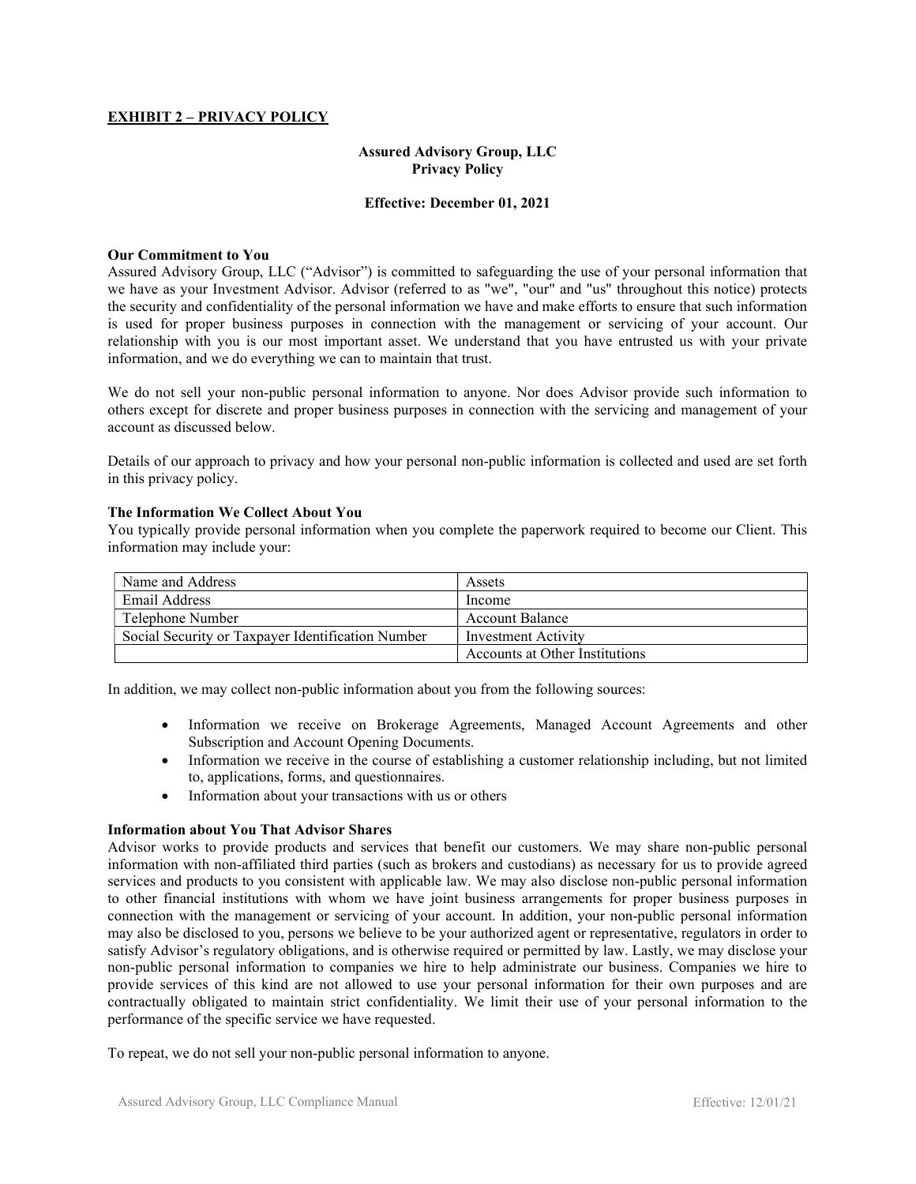**EXHIBIT 2 – PRIVACY POLICY**

**Assured Advisory Group, LLC**
**Privacy Policy**

**Effective: December 01, 2021**

**Our Commitment to You**

Assured Advisory Group, LLC ("Advisor") is committed to safeguarding the use of your personal information that we have as your Investment Advisor. Advisor (referred to as "we", "our" and "us" throughout this notice) protects the security and confidentiality of the personal information we have and make efforts to ensure that such information is used for proper business purposes in connection with the management or servicing of your account. Our relationship with you is our most important asset. We understand that you have entrusted us with your private information, and we do everything we can to maintain that trust.

We do not sell your non-public personal information to anyone. Nor does Advisor provide such information to others except for discrete and proper business purposes in connection with the servicing and management of your account as discussed below.

Details of our approach to privacy and how your personal non-public information is collected and used are set forth in this privacy policy.

**The Information We Collect About You**

You typically provide personal information when you complete the paperwork required to become our Client. This information may include your:

| | |
|---|---|
| Name and Address | Assets |
| Email Address | Income |
| Telephone Number | Account Balance |
| Social Security or Taxpayer Identification Number | Investment Activity |
| | Accounts at Other Institutions |

In addition, we may collect non-public information about you from the following sources:

- Information we receive on Brokerage Agreements, Managed Account Agreements and other Subscription and Account Opening Documents.
- Information we receive in the course of establishing a customer relationship including, but not limited to, applications, forms, and questionnaires.
- Information about your transactions with us or others

**Information about You That Advisor Shares**

Advisor works to provide products and services that benefit our customers. We may share non-public personal information with non-affiliated third parties (such as brokers and custodians) as necessary for us to provide agreed services and products to you consistent with applicable law. We may also disclose non-public personal information to other financial institutions with whom we have joint business arrangements for proper business purposes in connection with the management or servicing of your account. In addition, your non-public personal information may also be disclosed to you, persons we believe to be your authorized agent or representative, regulators in order to satisfy Advisor's regulatory obligations, and is otherwise required or permitted by law. Lastly, we may disclose your non-public personal information to companies we hire to help administrate our business. Companies we hire to provide services of this kind are not allowed to use your personal information for their own purposes and are contractually obligated to maintain strict confidentiality. We limit their use of your personal information to the performance of the specific service we have requested.

To repeat, we do not sell your non-public personal information to anyone.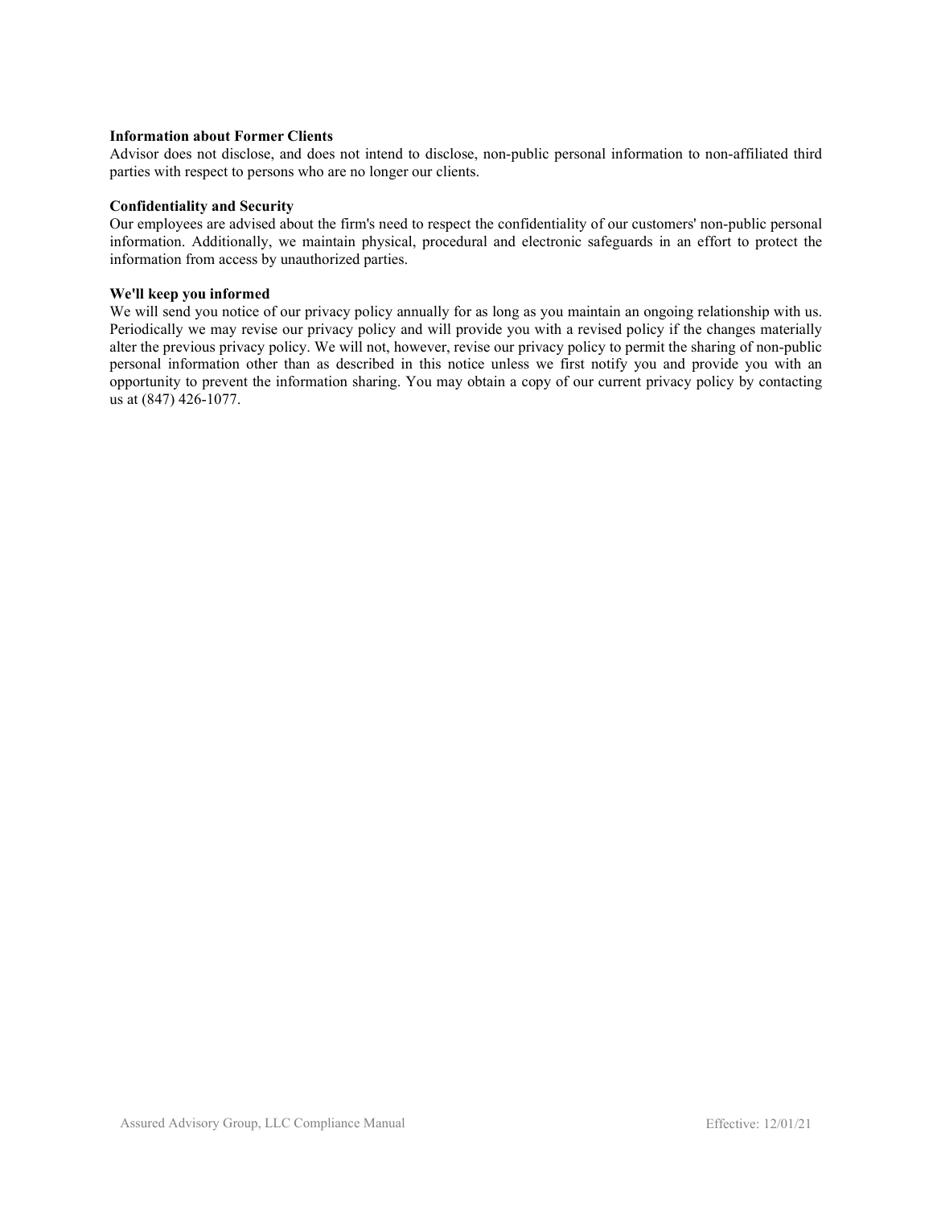**Information about Former Clients**
Advisor does not disclose, and does not intend to disclose, non-public personal information to non-affiliated third parties with respect to persons who are no longer our clients.

**Confidentiality and Security**
Our employees are advised about the firm's need to respect the confidentiality of our customers' non-public personal information. Additionally, we maintain physical, procedural and electronic safeguards in an effort to protect the information from access by unauthorized parties.

**We'll keep you informed**
We will send you notice of our privacy policy annually for as long as you maintain an ongoing relationship with us. Periodically we may revise our privacy policy and will provide you with a revised policy if the changes materially alter the previous privacy policy. We will not, however, revise our privacy policy to permit the sharing of non-public personal information other than as described in this notice unless we first notify you and provide you with an opportunity to prevent the information sharing. You may obtain a copy of our current privacy policy by contacting us at (847) 426-1077.